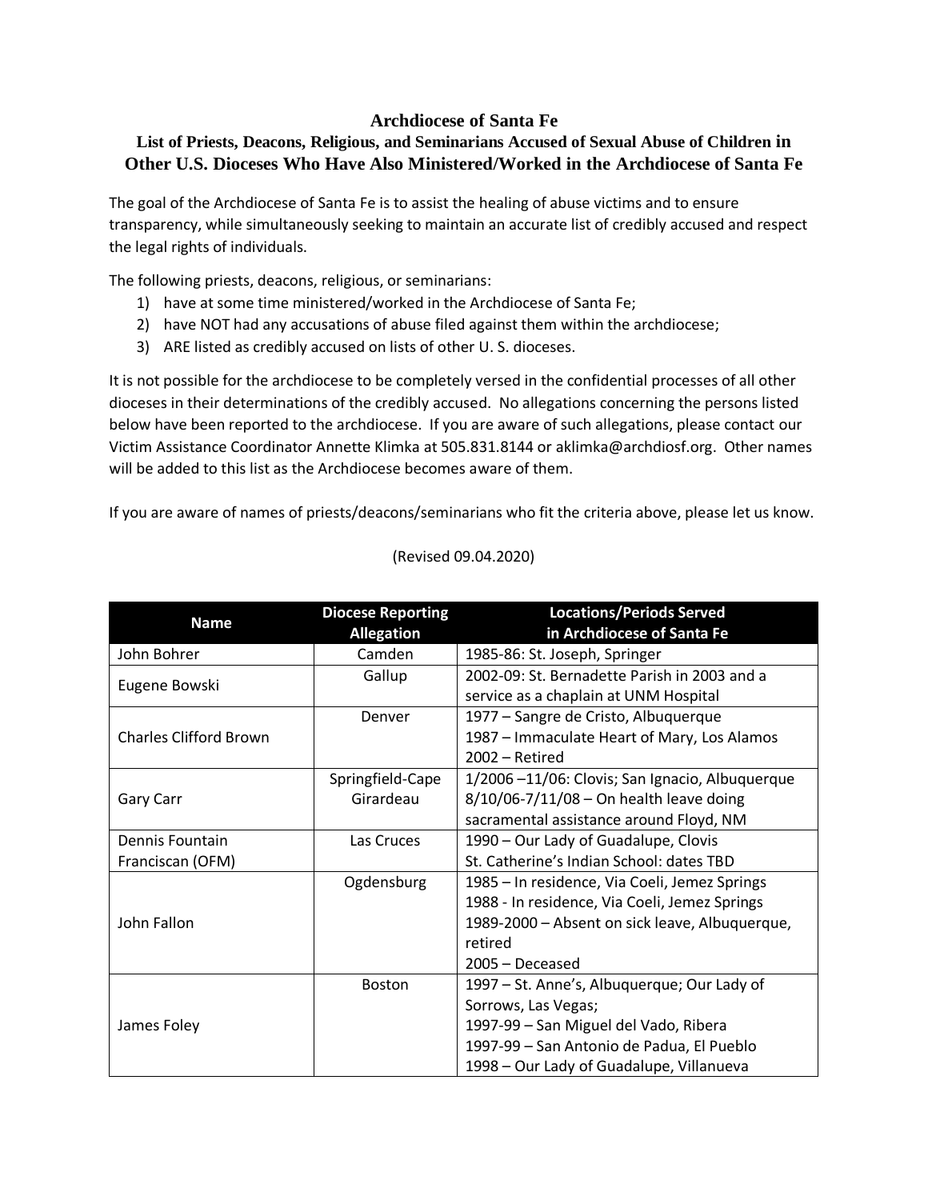# Archdiocese of Santa Fe

## List of Priests, Deacons, Religious, and Seminarians Accused of Sexual Abuse of Children in Other U.S. Dioceses Who Have Also Ministered/Worked in the Archdiocese of Santa Fe

The goal of the Archdiocese of Santa Fe is to assist the healing of abuse victims and to ensure transparency, while simultaneously seeking to maintain an accurate list of credibly accused and respect the legal rights of individuals.

The following priests, deacons, religious, or seminarians:

1) have at some time ministered/worked in the Archdiocese of Santa Fe;
2) have NOT had any accusations of abuse filed against them within the archdiocese;
3) ARE listed as credibly accused on lists of other U. S. dioceses.

It is not possible for the archdiocese to be completely versed in the confidential processes of all other dioceses in their determinations of the credibly accused. No allegations concerning the persons listed below have been reported to the archdiocese. If you are aware of such allegations, please contact our Victim Assistance Coordinator Annette Klimka at 505.831.8144 or aklimka@archdiosf.org. Other names will be added to this list as the Archdiocese becomes aware of them.

If you are aware of names of priests/deacons/seminarians who fit the criteria above, please let us know.

(Revised 09.04.2020)

| Name | Diocese Reporting Allegation | Locations/Periods Served in Archdiocese of Santa Fe |
|---|---|---|
| John Bohrer | Camden | 1985-86: St. Joseph, Springer |
| Eugene Bowski | Gallup | 2002-09: St. Bernadette Parish in 2003 and a service as a chaplain at UNM Hospital |
| Charles Clifford Brown | Denver | 1977 – Sangre de Cristo, Albuquerque<br>1987 – Immaculate Heart of Mary, Los Alamos<br>2002 – Retired |
| Gary Carr | Springfield-Cape Girardeau | 1/2006 –11/06: Clovis; San Ignacio, Albuquerque<br>8/10/06-7/11/08 – On health leave doing sacramental assistance around Floyd, NM |
| Dennis Fountain Franciscan (OFM) | Las Cruces | 1990 – Our Lady of Guadalupe, Clovis<br>St. Catherine's Indian School: dates TBD |
| John Fallon | Ogdensburg | 1985 – In residence, Via Coeli, Jemez Springs<br>1988 - In residence, Via Coeli, Jemez Springs<br>1989-2000 – Absent on sick leave, Albuquerque, retired<br>2005 – Deceased |
| James Foley | Boston | 1997 – St. Anne's, Albuquerque; Our Lady of Sorrows, Las Vegas;<br>1997-99 – San Miguel del Vado, Ribera<br>1997-99 – San Antonio de Padua, El Pueblo<br>1998 – Our Lady of Guadalupe, Villanueva |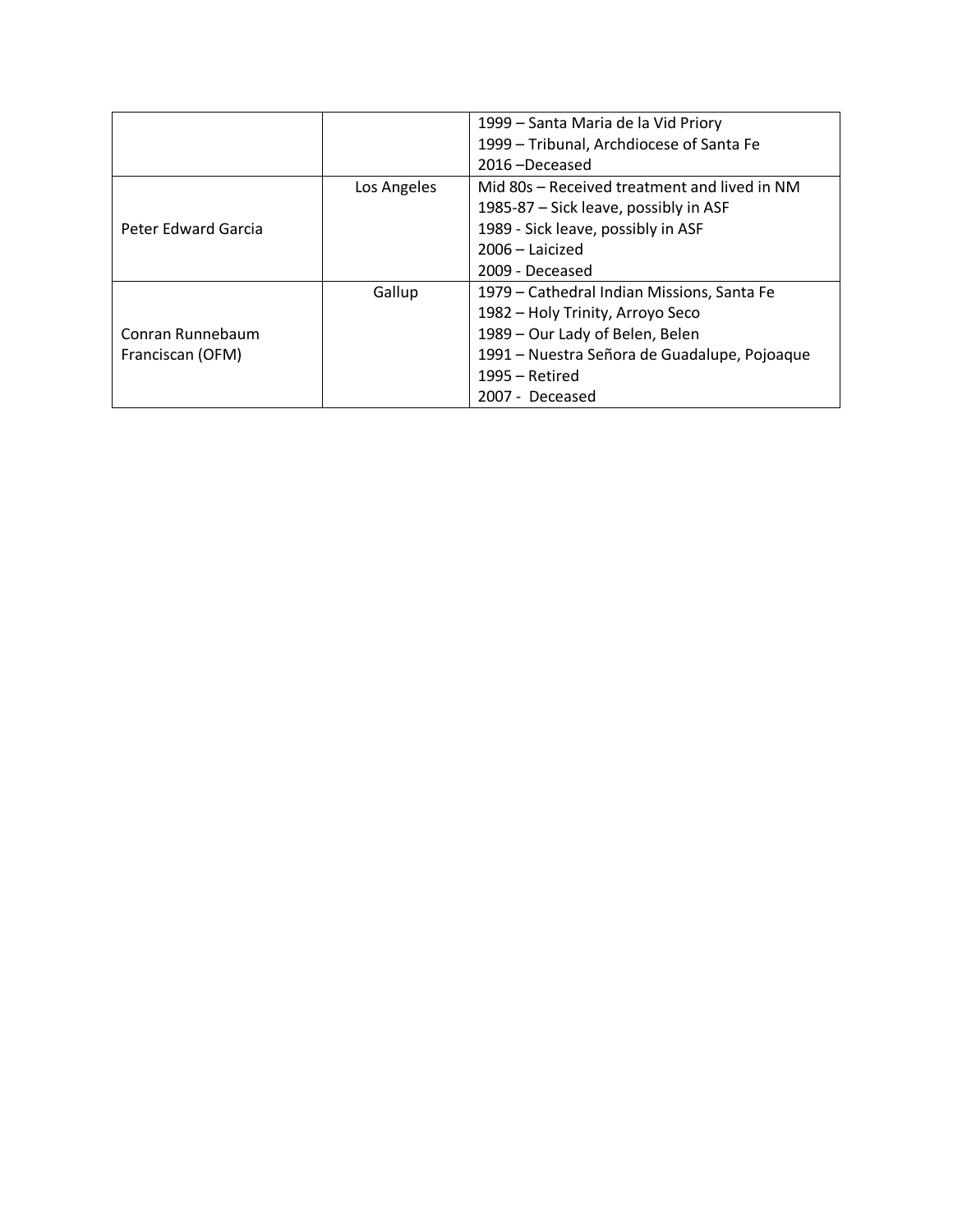| | | |
|---|---|---|
| | | 1999 – Santa Maria de la Vid Priory<br>1999 – Tribunal, Archdiocese of Santa Fe<br>2016 –Deceased |
| Peter Edward Garcia | Los Angeles | Mid 80s – Received treatment and lived in NM<br>1985-87 – Sick leave, possibly in ASF<br>1989 - Sick leave, possibly in ASF<br>2006 – Laicized<br>2009 - Deceased |
| Conran Runnebaum<br>Franciscan (OFM) | Gallup | 1979 – Cathedral Indian Missions, Santa Fe<br>1982 – Holy Trinity, Arroyo Seco<br>1989 – Our Lady of Belen, Belen<br>1991 – Nuestra Señora de Guadalupe, Pojoaque<br>1995 – Retired<br>2007 - Deceased |